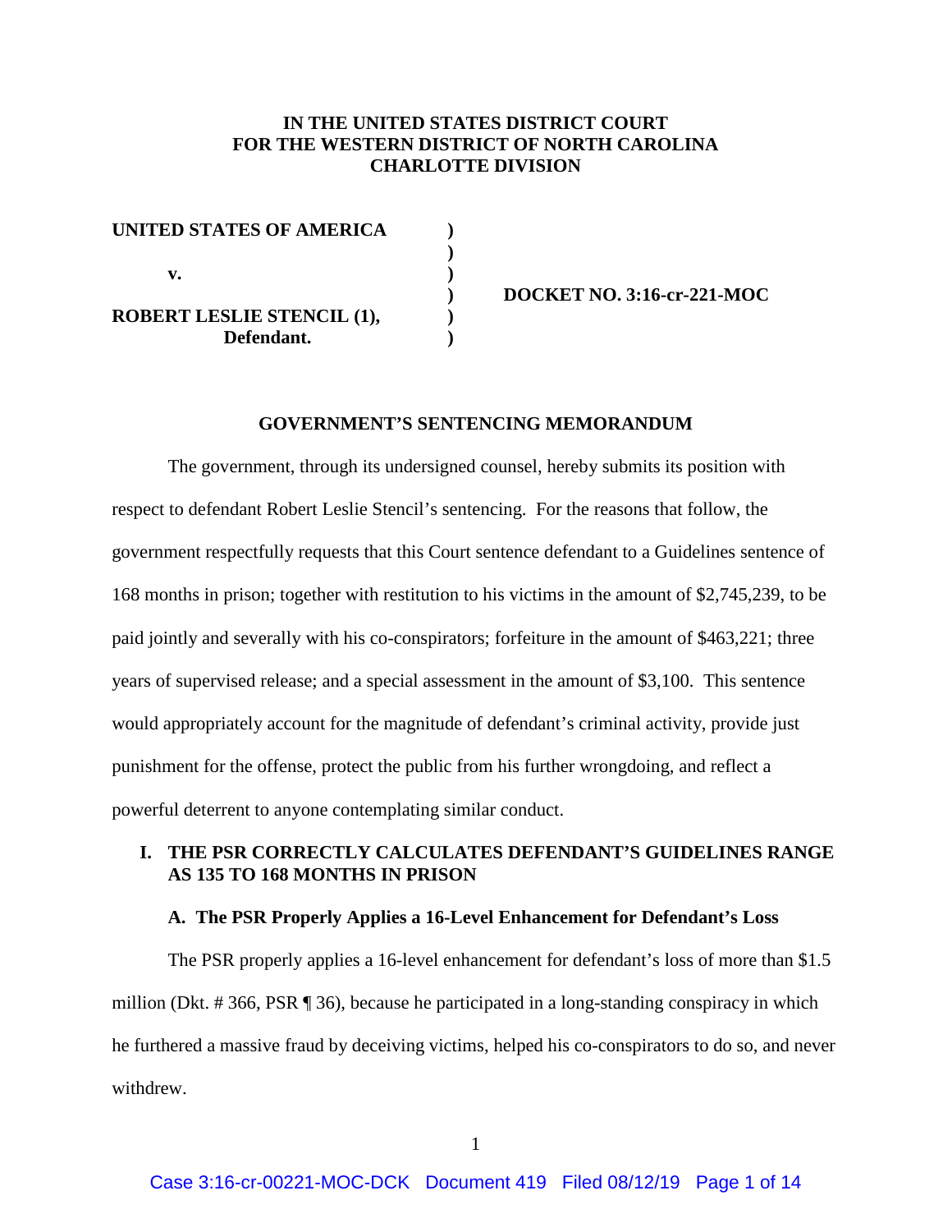**IN THE UNITED STATES DISTRICT COURT**
**FOR THE WESTERN DISTRICT OF NORTH CAROLINA**
**CHARLOTTE DIVISION**

| | | |
|---|---|---|
| **UNITED STATES OF AMERICA** | **)** | |
| | **)** | |
| **v.** | **)** | |
| | **)** | **DOCKET NO. 3:16-cr-221-MOC** |
| **ROBERT LESLIE STENCIL (1), Defendant.** | **)** | |
| | **)** | |

**GOVERNMENT'S SENTENCING MEMORANDUM**

The government, through its undersigned counsel, hereby submits its position with respect to defendant Robert Leslie Stencil's sentencing. For the reasons that follow, the government respectfully requests that this Court sentence defendant to a Guidelines sentence of 168 months in prison; together with restitution to his victims in the amount of $2,745,239, to be paid jointly and severally with his co-conspirators; forfeiture in the amount of $463,221; three years of supervised release; and a special assessment in the amount of $3,100. This sentence would appropriately account for the magnitude of defendant's criminal activity, provide just punishment for the offense, protect the public from his further wrongdoing, and reflect a powerful deterrent to anyone contemplating similar conduct.

## I. THE PSR CORRECTLY CALCULATES DEFENDANT'S GUIDELINES RANGE AS 135 TO 168 MONTHS IN PRISON

### A. The PSR Properly Applies a 16-Level Enhancement for Defendant's Loss

The PSR properly applies a 16-level enhancement for defendant's loss of more than $1.5 million (Dkt. # 366, PSR ¶ 36), because he participated in a long-standing conspiracy in which he furthered a massive fraud by deceiving victims, helped his co-conspirators to do so, and never withdrew.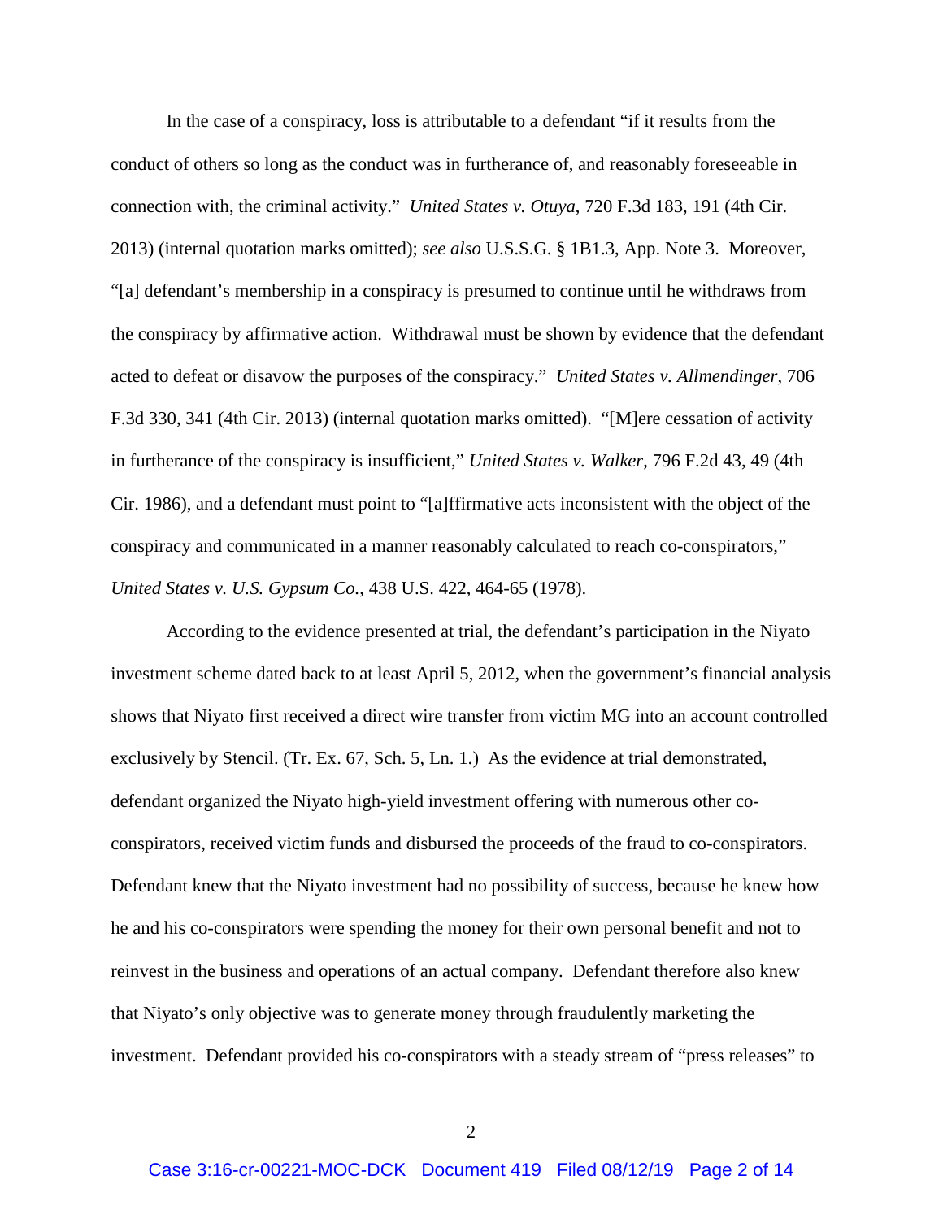In the case of a conspiracy, loss is attributable to a defendant "if it results from the conduct of others so long as the conduct was in furtherance of, and reasonably foreseeable in connection with, the criminal activity." *United States v. Otuya*, 720 F.3d 183, 191 (4th Cir. 2013) (internal quotation marks omitted); *see also* U.S.S.G. § 1B1.3, App. Note 3. Moreover, "[a] defendant's membership in a conspiracy is presumed to continue until he withdraws from the conspiracy by affirmative action. Withdrawal must be shown by evidence that the defendant acted to defeat or disavow the purposes of the conspiracy." *United States v. Allmendinger*, 706 F.3d 330, 341 (4th Cir. 2013) (internal quotation marks omitted). "[M]ere cessation of activity in furtherance of the conspiracy is insufficient," *United States v. Walker*, 796 F.2d 43, 49 (4th Cir. 1986), and a defendant must point to "[a]ffirmative acts inconsistent with the object of the conspiracy and communicated in a manner reasonably calculated to reach co-conspirators," *United States v. U.S. Gypsum Co.*, 438 U.S. 422, 464-65 (1978).

According to the evidence presented at trial, the defendant's participation in the Niyato investment scheme dated back to at least April 5, 2012, when the government's financial analysis shows that Niyato first received a direct wire transfer from victim MG into an account controlled exclusively by Stencil. (Tr. Ex. 67, Sch. 5, Ln. 1.) As the evidence at trial demonstrated, defendant organized the Niyato high-yield investment offering with numerous other co-conspirators, received victim funds and disbursed the proceeds of the fraud to co-conspirators. Defendant knew that the Niyato investment had no possibility of success, because he knew how he and his co-conspirators were spending the money for their own personal benefit and not to reinvest in the business and operations of an actual company. Defendant therefore also knew that Niyato's only objective was to generate money through fraudulently marketing the investment. Defendant provided his co-conspirators with a steady stream of "press releases" to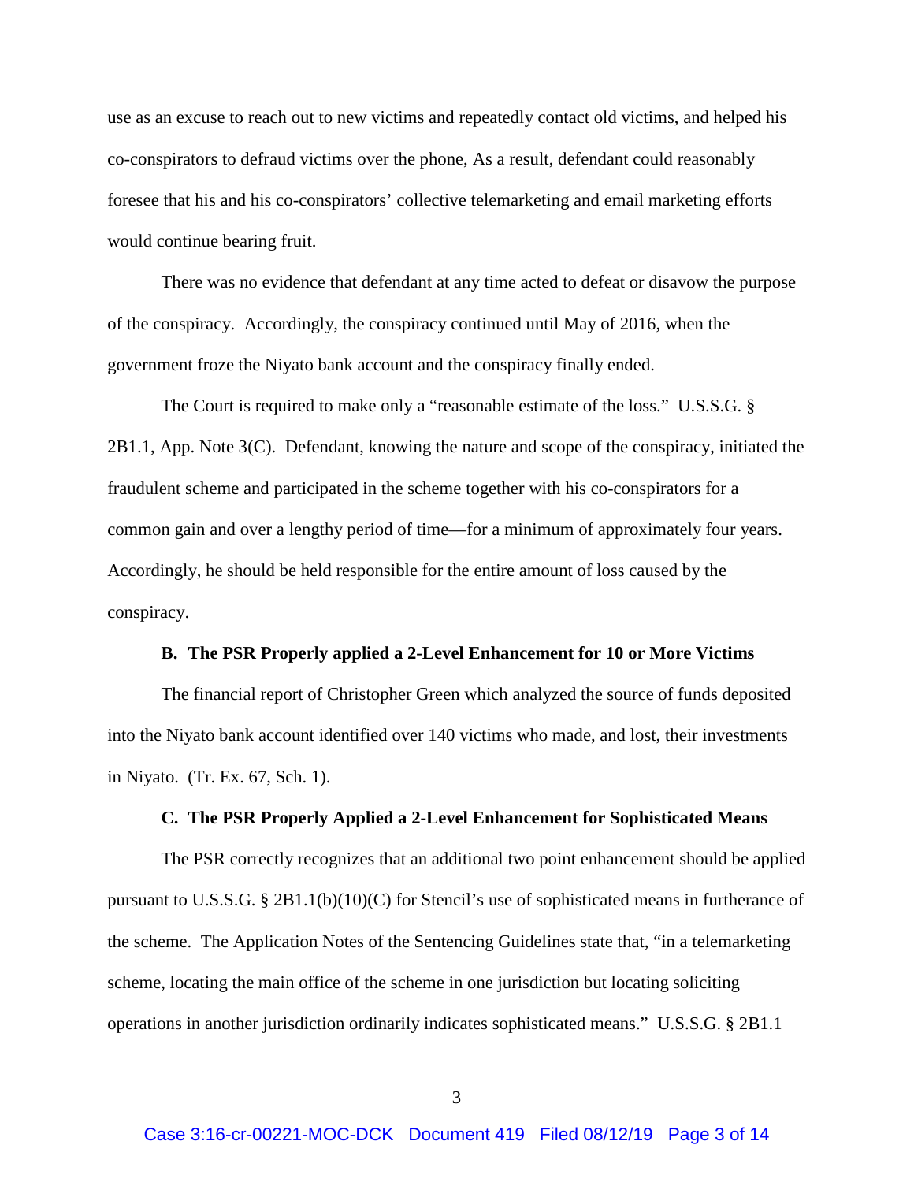use as an excuse to reach out to new victims and repeatedly contact old victims, and helped his co-conspirators to defraud victims over the phone, As a result, defendant could reasonably foresee that his and his co-conspirators' collective telemarketing and email marketing efforts would continue bearing fruit.

There was no evidence that defendant at any time acted to defeat or disavow the purpose of the conspiracy. Accordingly, the conspiracy continued until May of 2016, when the government froze the Niyato bank account and the conspiracy finally ended.

The Court is required to make only a "reasonable estimate of the loss." U.S.S.G. § 2B1.1, App. Note 3(C). Defendant, knowing the nature and scope of the conspiracy, initiated the fraudulent scheme and participated in the scheme together with his co-conspirators for a common gain and over a lengthy period of time—for a minimum of approximately four years. Accordingly, he should be held responsible for the entire amount of loss caused by the conspiracy.

**B. The PSR Properly applied a 2-Level Enhancement for 10 or More Victims**

The financial report of Christopher Green which analyzed the source of funds deposited into the Niyato bank account identified over 140 victims who made, and lost, their investments in Niyato. (Tr. Ex. 67, Sch. 1).

**C. The PSR Properly Applied a 2-Level Enhancement for Sophisticated Means**

The PSR correctly recognizes that an additional two point enhancement should be applied pursuant to U.S.S.G. § 2B1.1(b)(10)(C) for Stencil's use of sophisticated means in furtherance of the scheme. The Application Notes of the Sentencing Guidelines state that, "in a telemarketing scheme, locating the main office of the scheme in one jurisdiction but locating soliciting operations in another jurisdiction ordinarily indicates sophisticated means." U.S.S.G. § 2B1.1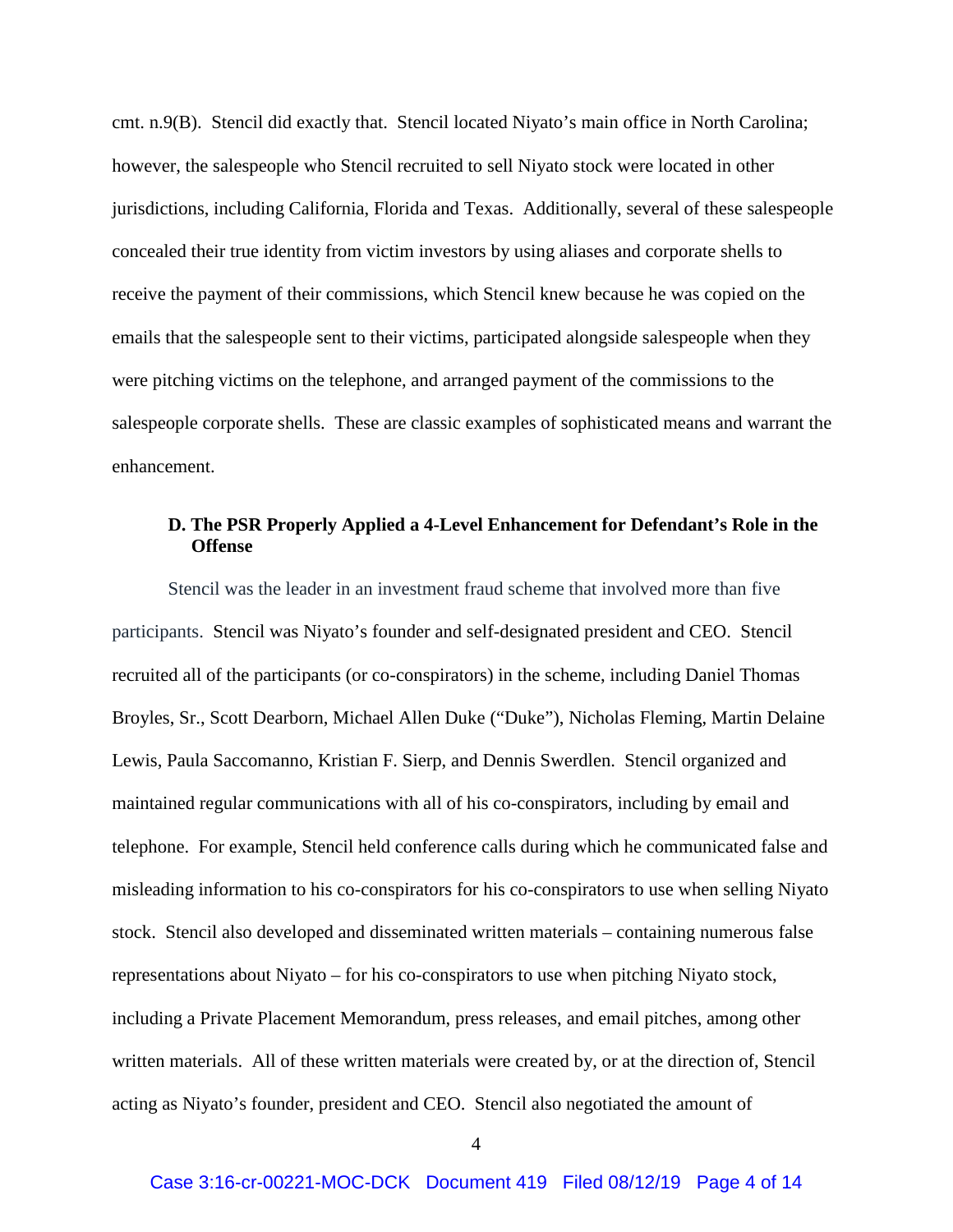cmt. n.9(B). Stencil did exactly that. Stencil located Niyato's main office in North Carolina; however, the salespeople who Stencil recruited to sell Niyato stock were located in other jurisdictions, including California, Florida and Texas. Additionally, several of these salespeople concealed their true identity from victim investors by using aliases and corporate shells to receive the payment of their commissions, which Stencil knew because he was copied on the emails that the salespeople sent to their victims, participated alongside salespeople when they were pitching victims on the telephone, and arranged payment of the commissions to the salespeople corporate shells. These are classic examples of sophisticated means and warrant the enhancement.

### D. The PSR Properly Applied a 4-Level Enhancement for Defendant's Role in the Offense

Stencil was the leader in an investment fraud scheme that involved more than five participants. Stencil was Niyato's founder and self-designated president and CEO. Stencil recruited all of the participants (or co-conspirators) in the scheme, including Daniel Thomas Broyles, Sr., Scott Dearborn, Michael Allen Duke ("Duke"), Nicholas Fleming, Martin Delaine Lewis, Paula Saccomanno, Kristian F. Sierp, and Dennis Swerdlen. Stencil organized and maintained regular communications with all of his co-conspirators, including by email and telephone. For example, Stencil held conference calls during which he communicated false and misleading information to his co-conspirators for his co-conspirators to use when selling Niyato stock. Stencil also developed and disseminated written materials – containing numerous false representations about Niyato – for his co-conspirators to use when pitching Niyato stock, including a Private Placement Memorandum, press releases, and email pitches, among other written materials. All of these written materials were created by, or at the direction of, Stencil acting as Niyato's founder, president and CEO. Stencil also negotiated the amount of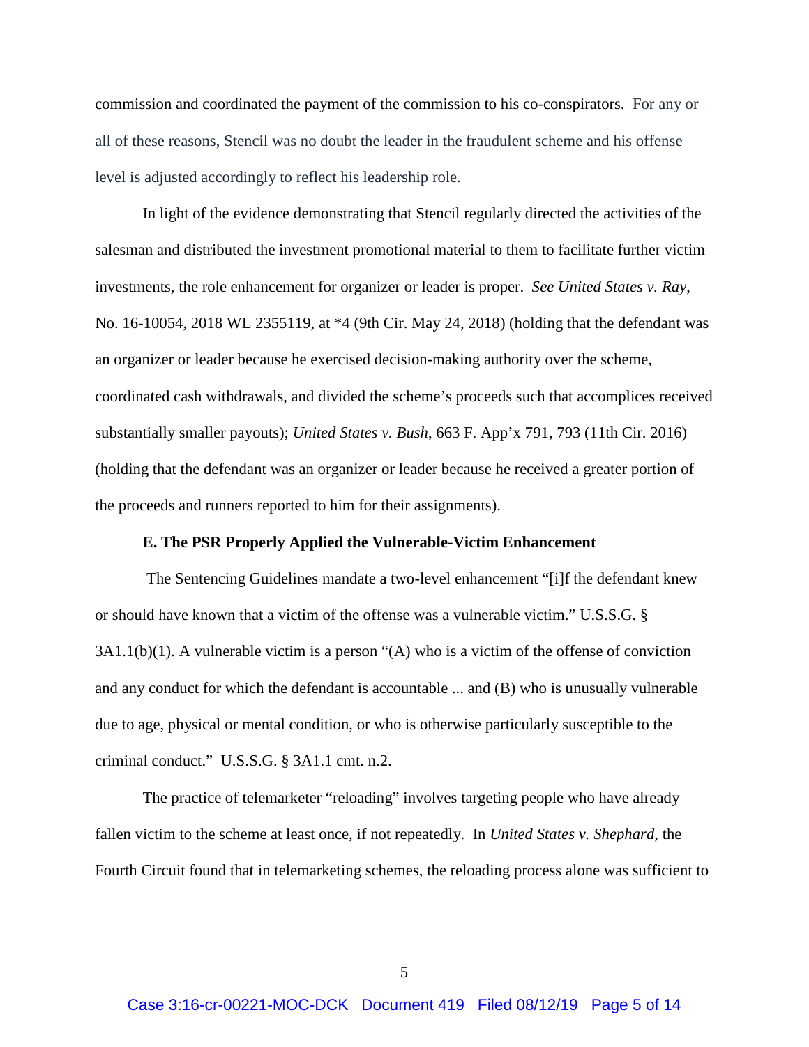commission and coordinated the payment of the commission to his co-conspirators. For any or all of these reasons, Stencil was no doubt the leader in the fraudulent scheme and his offense level is adjusted accordingly to reflect his leadership role.

In light of the evidence demonstrating that Stencil regularly directed the activities of the salesman and distributed the investment promotional material to them to facilitate further victim investments, the role enhancement for organizer or leader is proper. *See United States v. Ray*, No. 16-10054, 2018 WL 2355119, at *4 (9th Cir. May 24, 2018) (holding that the defendant was an organizer or leader because he exercised decision-making authority over the scheme, coordinated cash withdrawals, and divided the scheme's proceeds such that accomplices received substantially smaller payouts); *United States v. Bush*, 663 F. App'x 791, 793 (11th Cir. 2016) (holding that the defendant was an organizer or leader because he received a greater portion of the proceeds and runners reported to him for their assignments).

**E. The PSR Properly Applied the Vulnerable-Victim Enhancement**

The Sentencing Guidelines mandate a two-level enhancement "[i]f the defendant knew or should have known that a victim of the offense was a vulnerable victim." U.S.S.G. § 3A1.1(b)(1). A vulnerable victim is a person "(A) who is a victim of the offense of conviction and any conduct for which the defendant is accountable ... and (B) who is unusually vulnerable due to age, physical or mental condition, or who is otherwise particularly susceptible to the criminal conduct." U.S.S.G. § 3A1.1 cmt. n.2.

The practice of telemarketer "reloading" involves targeting people who have already fallen victim to the scheme at least once, if not repeatedly. In *United States v. Shephard*, the Fourth Circuit found that in telemarketing schemes, the reloading process alone was sufficient to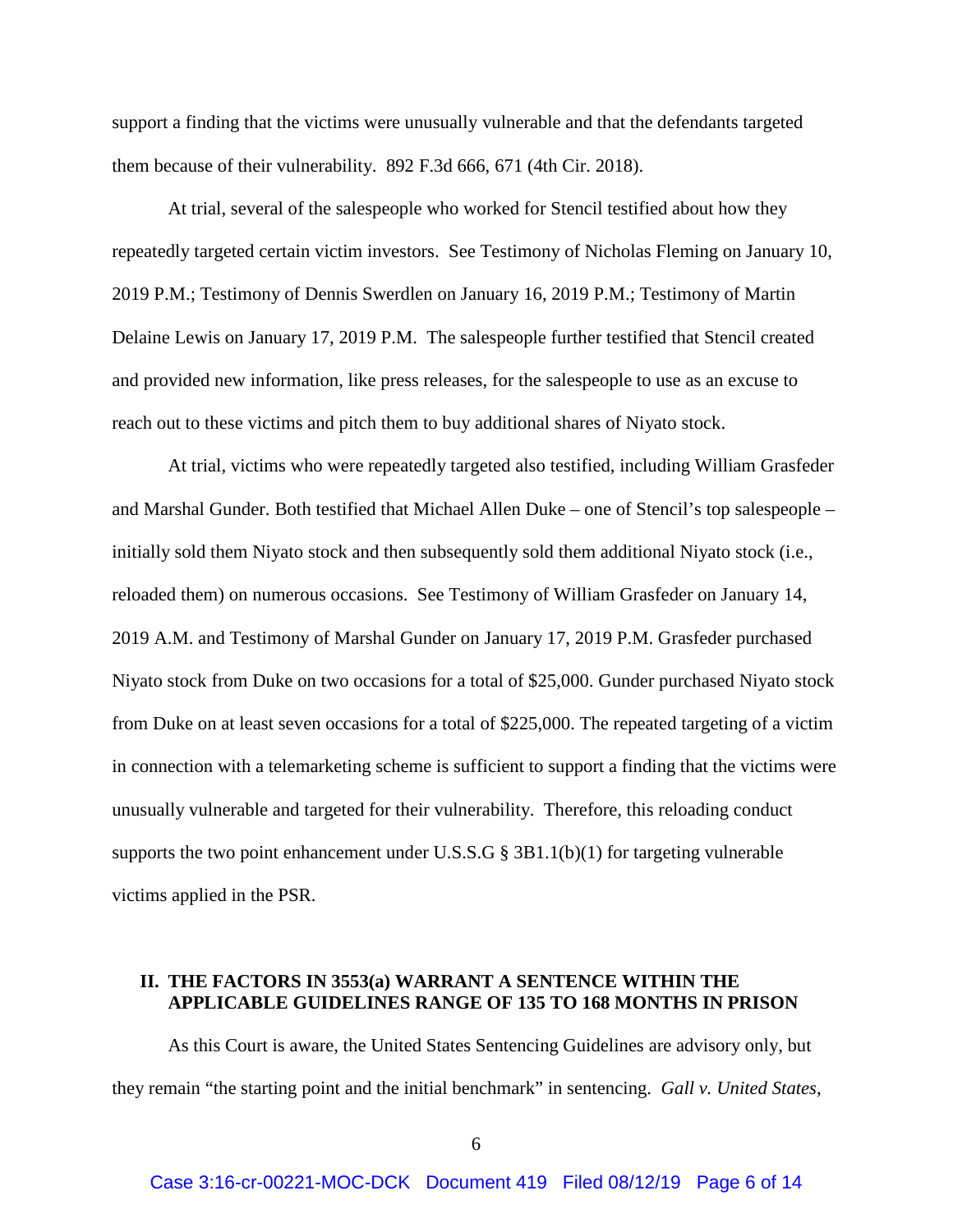support a finding that the victims were unusually vulnerable and that the defendants targeted them because of their vulnerability. 892 F.3d 666, 671 (4th Cir. 2018).

At trial, several of the salespeople who worked for Stencil testified about how they repeatedly targeted certain victim investors. See Testimony of Nicholas Fleming on January 10, 2019 P.M.; Testimony of Dennis Swerdlen on January 16, 2019 P.M.; Testimony of Martin Delaine Lewis on January 17, 2019 P.M. The salespeople further testified that Stencil created and provided new information, like press releases, for the salespeople to use as an excuse to reach out to these victims and pitch them to buy additional shares of Niyato stock.

At trial, victims who were repeatedly targeted also testified, including William Grasfeder and Marshal Gunder. Both testified that Michael Allen Duke – one of Stencil's top salespeople – initially sold them Niyato stock and then subsequently sold them additional Niyato stock (i.e., reloaded them) on numerous occasions. See Testimony of William Grasfeder on January 14, 2019 A.M. and Testimony of Marshal Gunder on January 17, 2019 P.M. Grasfeder purchased Niyato stock from Duke on two occasions for a total of $25,000. Gunder purchased Niyato stock from Duke on at least seven occasions for a total of $225,000. The repeated targeting of a victim in connection with a telemarketing scheme is sufficient to support a finding that the victims were unusually vulnerable and targeted for their vulnerability. Therefore, this reloading conduct supports the two point enhancement under U.S.S.G § 3B1.1(b)(1) for targeting vulnerable victims applied in the PSR.

## II. THE FACTORS IN 3553(a) WARRANT A SENTENCE WITHIN THE APPLICABLE GUIDELINES RANGE OF 135 TO 168 MONTHS IN PRISON

As this Court is aware, the United States Sentencing Guidelines are advisory only, but they remain "the starting point and the initial benchmark" in sentencing. *Gall v. United States*,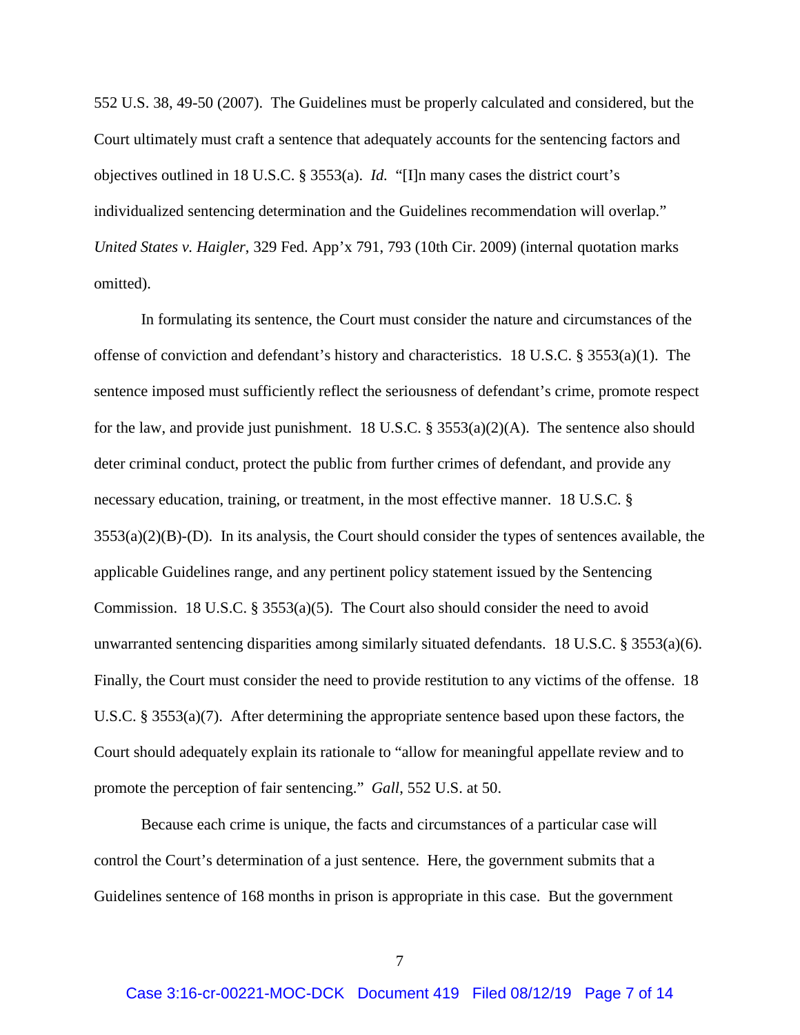552 U.S. 38, 49-50 (2007). The Guidelines must be properly calculated and considered, but the Court ultimately must craft a sentence that adequately accounts for the sentencing factors and objectives outlined in 18 U.S.C. § 3553(a). *Id.* "[I]n many cases the district court's individualized sentencing determination and the Guidelines recommendation will overlap." *United States v. Haigler*, 329 Fed. App'x 791, 793 (10th Cir. 2009) (internal quotation marks omitted).

In formulating its sentence, the Court must consider the nature and circumstances of the offense of conviction and defendant's history and characteristics. 18 U.S.C. § 3553(a)(1). The sentence imposed must sufficiently reflect the seriousness of defendant's crime, promote respect for the law, and provide just punishment. 18 U.S.C. § 3553(a)(2)(A). The sentence also should deter criminal conduct, protect the public from further crimes of defendant, and provide any necessary education, training, or treatment, in the most effective manner. 18 U.S.C. § 3553(a)(2)(B)-(D). In its analysis, the Court should consider the types of sentences available, the applicable Guidelines range, and any pertinent policy statement issued by the Sentencing Commission. 18 U.S.C. § 3553(a)(5). The Court also should consider the need to avoid unwarranted sentencing disparities among similarly situated defendants. 18 U.S.C. § 3553(a)(6). Finally, the Court must consider the need to provide restitution to any victims of the offense. 18 U.S.C. § 3553(a)(7). After determining the appropriate sentence based upon these factors, the Court should adequately explain its rationale to "allow for meaningful appellate review and to promote the perception of fair sentencing." *Gall*, 552 U.S. at 50.

Because each crime is unique, the facts and circumstances of a particular case will control the Court's determination of a just sentence. Here, the government submits that a Guidelines sentence of 168 months in prison is appropriate in this case. But the government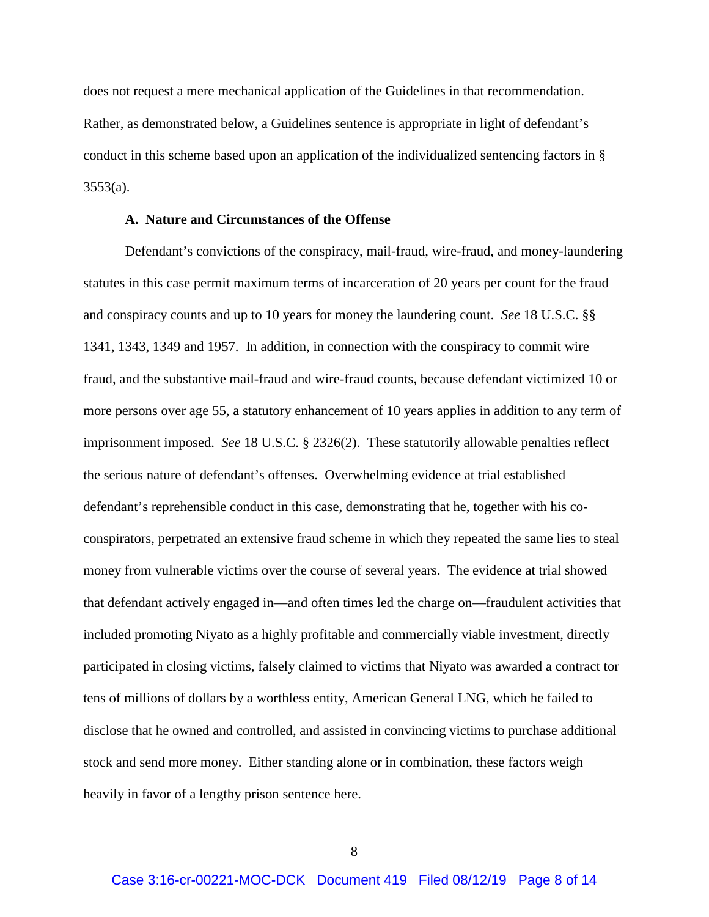does not request a mere mechanical application of the Guidelines in that recommendation. Rather, as demonstrated below, a Guidelines sentence is appropriate in light of defendant's conduct in this scheme based upon an application of the individualized sentencing factors in § 3553(a).

**A. Nature and Circumstances of the Offense**

Defendant's convictions of the conspiracy, mail-fraud, wire-fraud, and money-laundering statutes in this case permit maximum terms of incarceration of 20 years per count for the fraud and conspiracy counts and up to 10 years for money the laundering count. *See* 18 U.S.C. §§ 1341, 1343, 1349 and 1957. In addition, in connection with the conspiracy to commit wire fraud, and the substantive mail-fraud and wire-fraud counts, because defendant victimized 10 or more persons over age 55, a statutory enhancement of 10 years applies in addition to any term of imprisonment imposed. *See* 18 U.S.C. § 2326(2). These statutorily allowable penalties reflect the serious nature of defendant's offenses. Overwhelming evidence at trial established defendant's reprehensible conduct in this case, demonstrating that he, together with his co-conspirators, perpetrated an extensive fraud scheme in which they repeated the same lies to steal money from vulnerable victims over the course of several years. The evidence at trial showed that defendant actively engaged in—and often times led the charge on—fraudulent activities that included promoting Niyato as a highly profitable and commercially viable investment, directly participated in closing victims, falsely claimed to victims that Niyato was awarded a contract tor tens of millions of dollars by a worthless entity, American General LNG, which he failed to disclose that he owned and controlled, and assisted in convincing victims to purchase additional stock and send more money. Either standing alone or in combination, these factors weigh heavily in favor of a lengthy prison sentence here.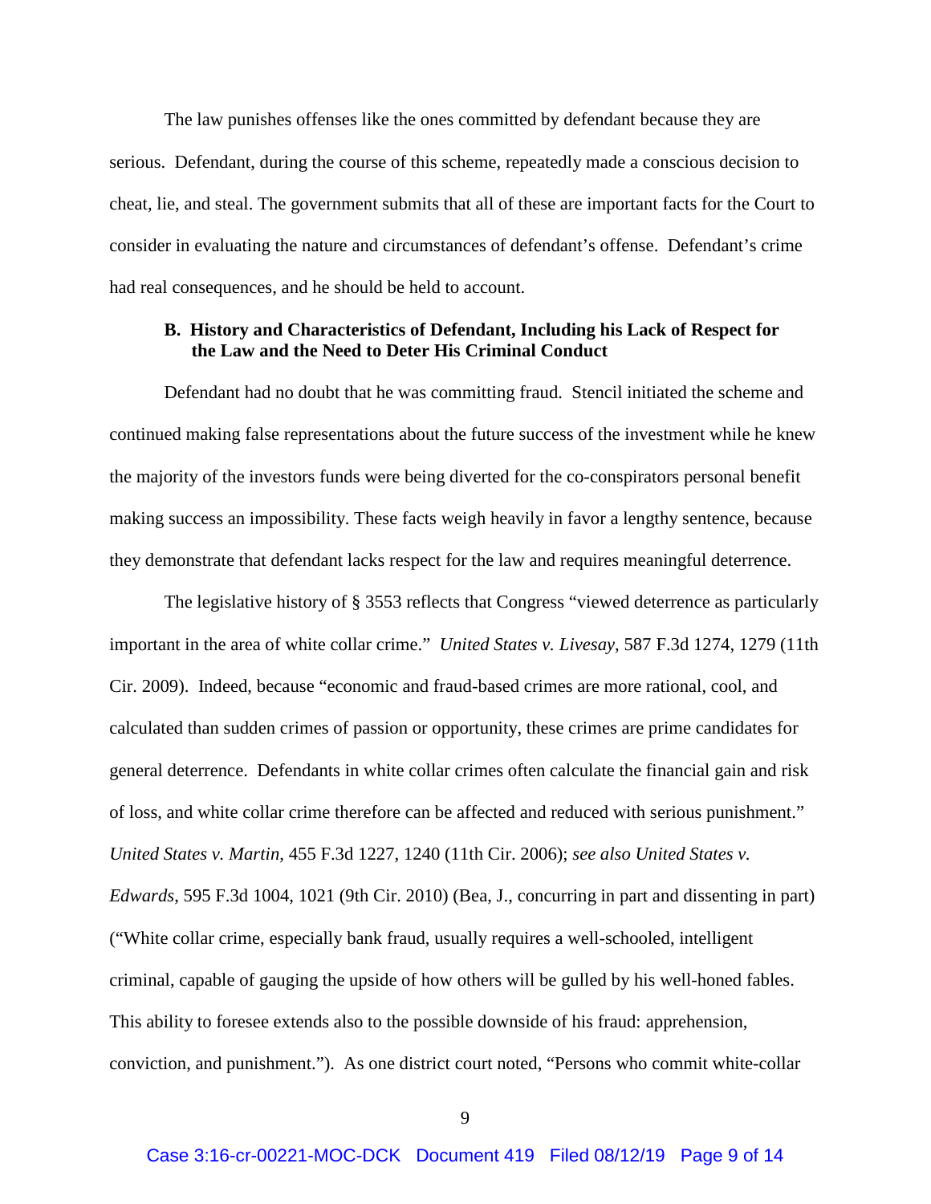The law punishes offenses like the ones committed by defendant because they are serious. Defendant, during the course of this scheme, repeatedly made a conscious decision to cheat, lie, and steal. The government submits that all of these are important facts for the Court to consider in evaluating the nature and circumstances of defendant's offense. Defendant's crime had real consequences, and he should be held to account.

### B. History and Characteristics of Defendant, Including his Lack of Respect for the Law and the Need to Deter His Criminal Conduct

Defendant had no doubt that he was committing fraud. Stencil initiated the scheme and continued making false representations about the future success of the investment while he knew the majority of the investors funds were being diverted for the co-conspirators personal benefit making success an impossibility. These facts weigh heavily in favor a lengthy sentence, because they demonstrate that defendant lacks respect for the law and requires meaningful deterrence.

The legislative history of § 3553 reflects that Congress "viewed deterrence as particularly important in the area of white collar crime." *United States v. Livesay*, 587 F.3d 1274, 1279 (11th Cir. 2009). Indeed, because "economic and fraud-based crimes are more rational, cool, and calculated than sudden crimes of passion or opportunity, these crimes are prime candidates for general deterrence. Defendants in white collar crimes often calculate the financial gain and risk of loss, and white collar crime therefore can be affected and reduced with serious punishment." *United States v. Martin*, 455 F.3d 1227, 1240 (11th Cir. 2006); *see also United States v. Edwards*, 595 F.3d 1004, 1021 (9th Cir. 2010) (Bea, J., concurring in part and dissenting in part) ("White collar crime, especially bank fraud, usually requires a well-schooled, intelligent criminal, capable of gauging the upside of how others will be gulled by his well-honed fables. This ability to foresee extends also to the possible downside of his fraud: apprehension, conviction, and punishment."). As one district court noted, "Persons who commit white-collar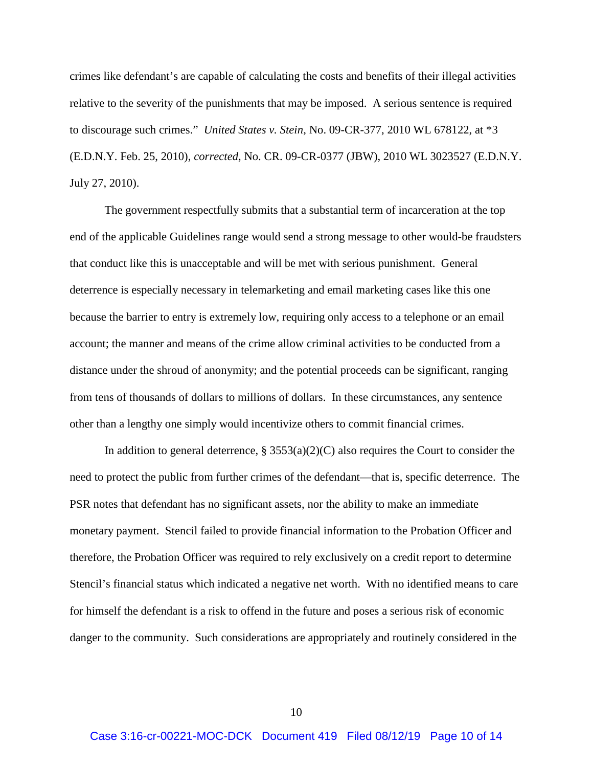crimes like defendant's are capable of calculating the costs and benefits of their illegal activities relative to the severity of the punishments that may be imposed. A serious sentence is required to discourage such crimes." *United States v. Stein*, No. 09-CR-377, 2010 WL 678122, at *3 (E.D.N.Y. Feb. 25, 2010), *corrected*, No. CR. 09-CR-0377 (JBW), 2010 WL 3023527 (E.D.N.Y. July 27, 2010).

The government respectfully submits that a substantial term of incarceration at the top end of the applicable Guidelines range would send a strong message to other would-be fraudsters that conduct like this is unacceptable and will be met with serious punishment. General deterrence is especially necessary in telemarketing and email marketing cases like this one because the barrier to entry is extremely low, requiring only access to a telephone or an email account; the manner and means of the crime allow criminal activities to be conducted from a distance under the shroud of anonymity; and the potential proceeds can be significant, ranging from tens of thousands of dollars to millions of dollars. In these circumstances, any sentence other than a lengthy one simply would incentivize others to commit financial crimes.

In addition to general deterrence, § 3553(a)(2)(C) also requires the Court to consider the need to protect the public from further crimes of the defendant—that is, specific deterrence. The PSR notes that defendant has no significant assets, nor the ability to make an immediate monetary payment. Stencil failed to provide financial information to the Probation Officer and therefore, the Probation Officer was required to rely exclusively on a credit report to determine Stencil's financial status which indicated a negative net worth. With no identified means to care for himself the defendant is a risk to offend in the future and poses a serious risk of economic danger to the community. Such considerations are appropriately and routinely considered in the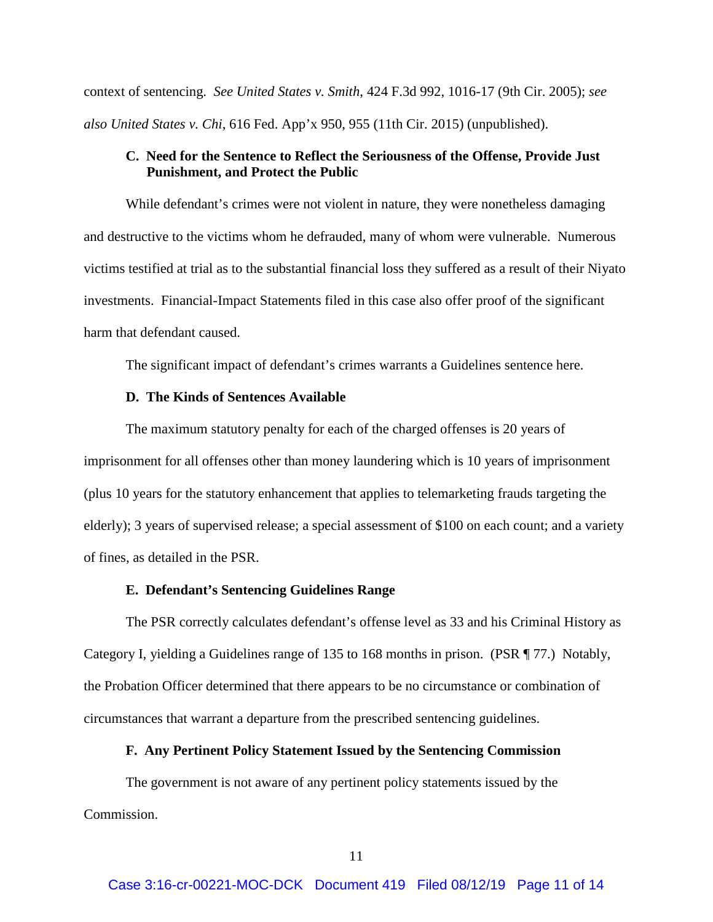context of sentencing. *See United States v. Smith*, 424 F.3d 992, 1016-17 (9th Cir. 2005); *see also United States v. Chi*, 616 Fed. App'x 950, 955 (11th Cir. 2015) (unpublished).

### C. Need for the Sentence to Reflect the Seriousness of the Offense, Provide Just Punishment, and Protect the Public

While defendant's crimes were not violent in nature, they were nonetheless damaging and destructive to the victims whom he defrauded, many of whom were vulnerable. Numerous victims testified at trial as to the substantial financial loss they suffered as a result of their Niyato investments. Financial-Impact Statements filed in this case also offer proof of the significant harm that defendant caused.

The significant impact of defendant's crimes warrants a Guidelines sentence here.

### D. The Kinds of Sentences Available

The maximum statutory penalty for each of the charged offenses is 20 years of imprisonment for all offenses other than money laundering which is 10 years of imprisonment (plus 10 years for the statutory enhancement that applies to telemarketing frauds targeting the elderly); 3 years of supervised release; a special assessment of $100 on each count; and a variety of fines, as detailed in the PSR.

### E. Defendant's Sentencing Guidelines Range

The PSR correctly calculates defendant's offense level as 33 and his Criminal History as Category I, yielding a Guidelines range of 135 to 168 months in prison. (PSR ¶ 77.) Notably, the Probation Officer determined that there appears to be no circumstance or combination of circumstances that warrant a departure from the prescribed sentencing guidelines.

### F. Any Pertinent Policy Statement Issued by the Sentencing Commission

The government is not aware of any pertinent policy statements issued by the Commission.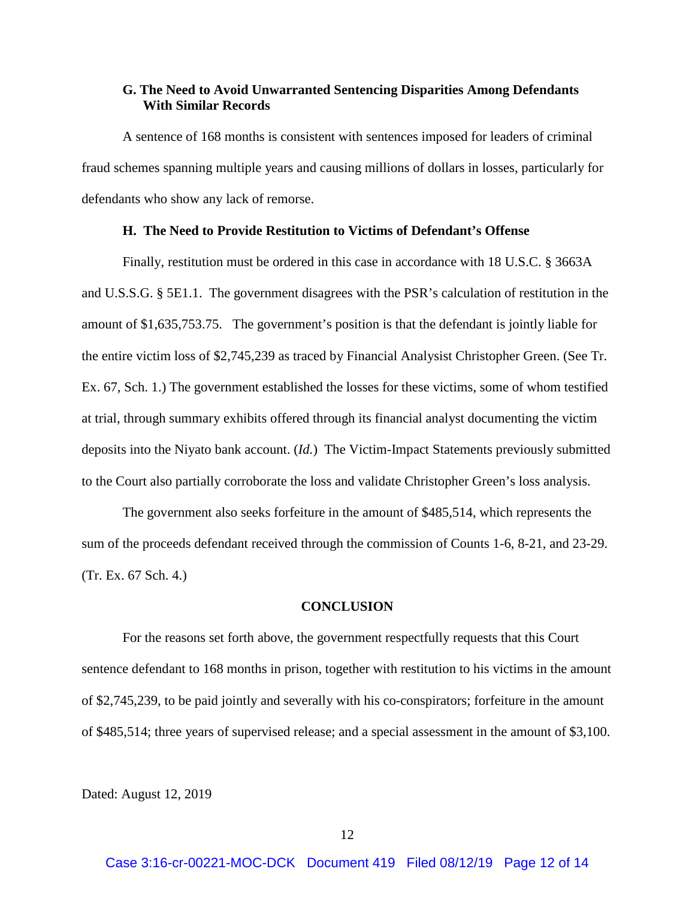### G. The Need to Avoid Unwarranted Sentencing Disparities Among Defendants With Similar Records

A sentence of 168 months is consistent with sentences imposed for leaders of criminal fraud schemes spanning multiple years and causing millions of dollars in losses, particularly for defendants who show any lack of remorse.

### H. The Need to Provide Restitution to Victims of Defendant's Offense

Finally, restitution must be ordered in this case in accordance with 18 U.S.C. § 3663A and U.S.S.G. § 5E1.1. The government disagrees with the PSR's calculation of restitution in the amount of $1,635,753.75. The government's position is that the defendant is jointly liable for the entire victim loss of $2,745,239 as traced by Financial Analysist Christopher Green. (See Tr. Ex. 67, Sch. 1.) The government established the losses for these victims, some of whom testified at trial, through summary exhibits offered through its financial analyst documenting the victim deposits into the Niyato bank account. (*Id.*) The Victim-Impact Statements previously submitted to the Court also partially corroborate the loss and validate Christopher Green's loss analysis.

The government also seeks forfeiture in the amount of $485,514, which represents the sum of the proceeds defendant received through the commission of Counts 1-6, 8-21, and 23-29. (Tr. Ex. 67 Sch. 4.)

## CONCLUSION

For the reasons set forth above, the government respectfully requests that this Court sentence defendant to 168 months in prison, together with restitution to his victims in the amount of $2,745,239, to be paid jointly and severally with his co-conspirators; forfeiture in the amount of $485,514; three years of supervised release; and a special assessment in the amount of $3,100.

Dated: August 12, 2019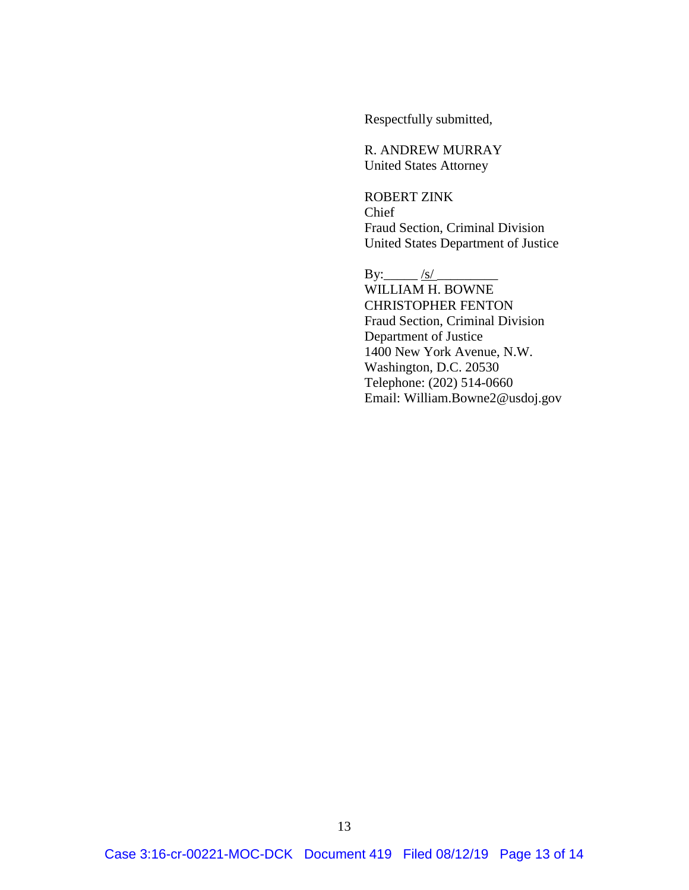Respectfully submitted,

R. ANDREW MURRAY
United States Attorney

ROBERT ZINK
Chief
Fraud Section, Criminal Division
United States Department of Justice

By:\_\_\_\_\_ /s/ \_\_\_\_\_\_\_\_\_
WILLIAM H. BOWNE
CHRISTOPHER FENTON
Fraud Section, Criminal Division
Department of Justice
1400 New York Avenue, N.W.
Washington, D.C. 20530
Telephone: (202) 514-0660
Email: William.Bowne2@usdoj.gov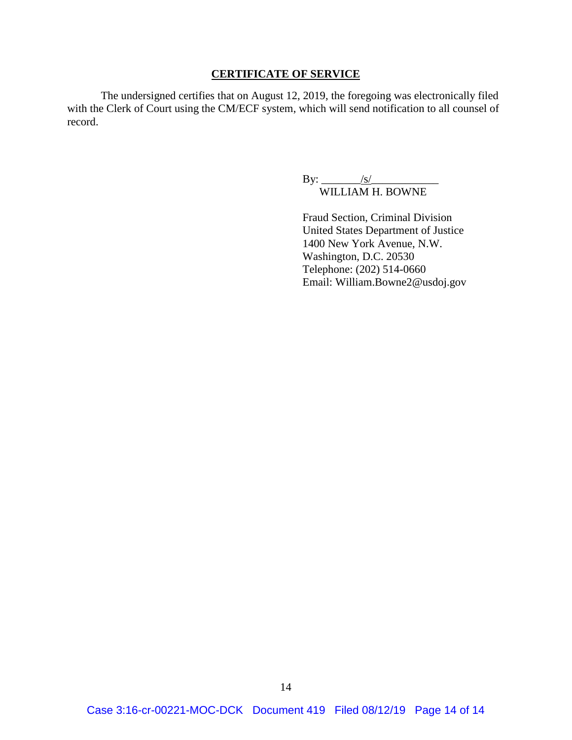## CERTIFICATE OF SERVICE

The undersigned certifies that on August 12, 2019, the foregoing was electronically filed with the Clerk of Court using the CM/ECF system, which will send notification to all counsel of record.

By: _______/s/____________
WILLIAM H. BOWNE

Fraud Section, Criminal Division
United States Department of Justice
1400 New York Avenue, N.W.
Washington, D.C. 20530
Telephone: (202) 514-0660
Email: William.Bowne2@usdoj.gov